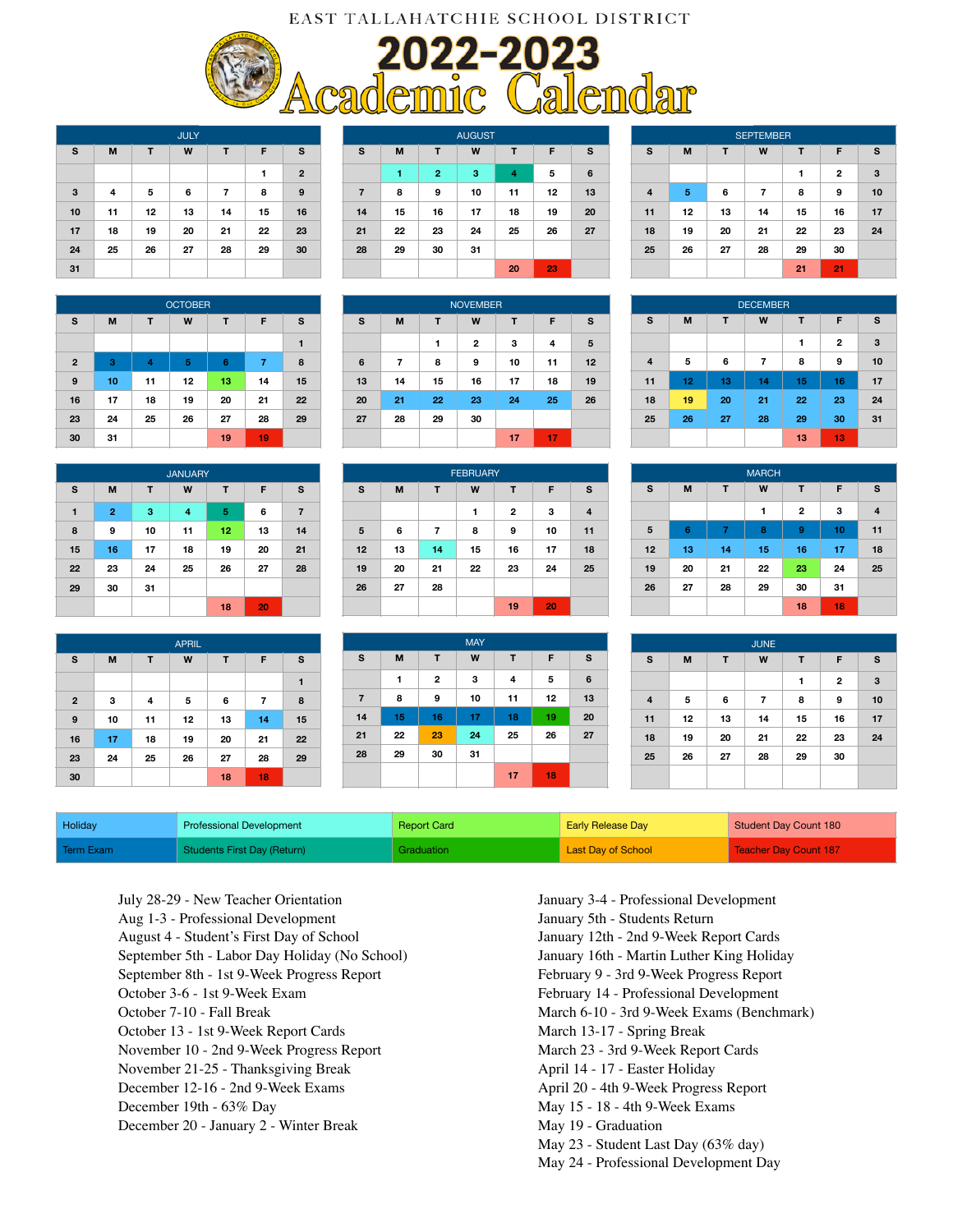# EAST TALLAHATCHIE SCHOOL DISTRICT

# 2022-2023 Academic Calendar

## JULY

| S | M | T | W | T | F | S |
|---|---|---|---|---|---|---|
| | | | | | 1 | 2 |
| 3 | 4 | 5 | 6 | 7 | 8 | 9 |
| 10 | 11 | 12 | 13 | 14 | 15 | 16 |
| 17 | 18 | 19 | 20 | 21 | 22 | 23 |
| 24 | 25 | 26 | 27 | 28 | 29 | 30 |
| 31 | | | | | | |

## AUGUST

| S | M | T | W | T | F | S |
|---|---|---|---|---|---|---|
| | 1 | 2 | 3 | 4 | 5 | 6 |
| 7 | 8 | 9 | 10 | 11 | 12 | 13 |
| 14 | 15 | 16 | 17 | 18 | 19 | 20 |
| 21 | 22 | 23 | 24 | 25 | 26 | 27 |
| 28 | 29 | 30 | 31 | | | |
| | | | | 20 | 23 | |

## SEPTEMBER

| S | M | T | W | T | F | S |
|---|---|---|---|---|---|---|
| | | | | 1 | 2 | 3 |
| 4 | 5 | 6 | 7 | 8 | 9 | 10 |
| 11 | 12 | 13 | 14 | 15 | 16 | 17 |
| 18 | 19 | 20 | 21 | 22 | 23 | 24 |
| 25 | 26 | 27 | 28 | 29 | 30 | |
| | | | | 21 | 21 | |

## OCTOBER

| S | M | T | W | T | F | S |
|---|---|---|---|---|---|---|
| | | | | | | 1 |
| 2 | 3 | 4 | 5 | 6 | 7 | 8 |
| 9 | 10 | 11 | 12 | 13 | 14 | 15 |
| 16 | 17 | 18 | 19 | 20 | 21 | 22 |
| 23 | 24 | 25 | 26 | 27 | 28 | 29 |
| 30 | 31 | | | 19 | 19 | |

## NOVEMBER

| S | M | T | W | T | F | S |
|---|---|---|---|---|---|---|
| | | 1 | 2 | 3 | 4 | 5 |
| 6 | 7 | 8 | 9 | 10 | 11 | 12 |
| 13 | 14 | 15 | 16 | 17 | 18 | 19 |
| 20 | 21 | 22 | 23 | 24 | 25 | 26 |
| 27 | 28 | 29 | 30 | | | |
| | | | | 17 | 17 | |

## DECEMBER

| S | M | T | W | T | F | S |
|---|---|---|---|---|---|---|
| | | | | 1 | 2 | 3 |
| 4 | 5 | 6 | 7 | 8 | 9 | 10 |
| 11 | 12 | 13 | 14 | 15 | 16 | 17 |
| 18 | 19 | 20 | 21 | 22 | 23 | 24 |
| 25 | 26 | 27 | 28 | 29 | 30 | 31 |
| | | | | 13 | 13 | |

## JANUARY

| S | M | T | W | T | F | S |
|---|---|---|---|---|---|---|
| 1 | 2 | 3 | 4 | 5 | 6 | 7 |
| 8 | 9 | 10 | 11 | 12 | 13 | 14 |
| 15 | 16 | 17 | 18 | 19 | 20 | 21 |
| 22 | 23 | 24 | 25 | 26 | 27 | 28 |
| 29 | 30 | 31 | | | | |
| | | | | 18 | 20 | |

## FEBRUARY

| S | M | T | W | T | F | S |
|---|---|---|---|---|---|---|
| | | | 1 | 2 | 3 | 4 |
| 5 | 6 | 7 | 8 | 9 | 10 | 11 |
| 12 | 13 | 14 | 15 | 16 | 17 | 18 |
| 19 | 20 | 21 | 22 | 23 | 24 | 25 |
| 26 | 27 | 28 | | | | |
| | | | | 19 | 20 | |

## MARCH

| S | M | T | W | T | F | S |
|---|---|---|---|---|---|---|
| | | | 1 | 2 | 3 | 4 |
| 5 | 6 | 7 | 8 | 9 | 10 | 11 |
| 12 | 13 | 14 | 15 | 16 | 17 | 18 |
| 19 | 20 | 21 | 22 | 23 | 24 | 25 |
| 26 | 27 | 28 | 29 | 30 | 31 | |
| | | | | 18 | 18 | |

## APRIL

| S | M | T | W | T | F | S |
|---|---|---|---|---|---|---|
| | | | | | | 1 |
| 2 | 3 | 4 | 5 | 6 | 7 | 8 |
| 9 | 10 | 11 | 12 | 13 | 14 | 15 |
| 16 | 17 | 18 | 19 | 20 | 21 | 22 |
| 23 | 24 | 25 | 26 | 27 | 28 | 29 |
| 30 | | | | 18 | 18 | |

## MAY

| S | M | T | W | T | F | S |
|---|---|---|---|---|---|---|
| | 1 | 2 | 3 | 4 | 5 | 6 |
| 7 | 8 | 9 | 10 | 11 | 12 | 13 |
| 14 | 15 | 16 | 17 | 18 | 19 | 20 |
| 21 | 22 | 23 | 24 | 25 | 26 | 27 |
| 28 | 29 | 30 | 31 | | | |
| | | | | 17 | 18 | |

## JUNE

| S | M | T | W | T | F | S |
|---|---|---|---|---|---|---|
| | | | | 1 | 2 | 3 |
| 4 | 5 | 6 | 7 | 8 | 9 | 10 |
| 11 | 12 | 13 | 14 | 15 | 16 | 17 |
| 18 | 19 | 20 | 21 | 22 | 23 | 24 |
| 25 | 26 | 27 | 28 | 29 | 30 | |

| | | | | |
|---|---|---|---|---|
| Holiday | Professional Development | Report Card | Early Release Day | Student Day Count 180 |
| Term Exam | Students First Day (Return) | Graduation | Last Day of School | Teacher Day Count 187 |

July 28-29 - New Teacher Orientation
Aug 1-3 - Professional Development
August 4 - Student's First Day of School
September 5th - Labor Day Holiday (No School)
September 8th - 1st 9-Week Progress Report
October 3-6 - 1st 9-Week Exam
October 7-10 - Fall Break
October 13 - 1st 9-Week Report Cards
November 10 - 2nd 9-Week Progress Report
November 21-25 - Thanksgiving Break
December 12-16 - 2nd 9-Week Exams
December 19th - 63% Day
December 20 - January 2 - Winter Break

January 3-4 - Professional Development
January 5th - Students Return
January 12th - 2nd 9-Week Report Cards
January 16th - Martin Luther King Holiday
February 9 - 3rd 9-Week Progress Report
February 14 - Professional Development
March 6-10 - 3rd 9-Week Exams (Benchmark)
March 13-17 - Spring Break
March 23 - 3rd 9-Week Report Cards
April 14 - 17 - Easter Holiday
April 20 - 4th 9-Week Progress Report
May 15 - 18 - 4th 9-Week Exams
May 19 - Graduation
May 23 - Student Last Day (63% day)
May 24 - Professional Development Day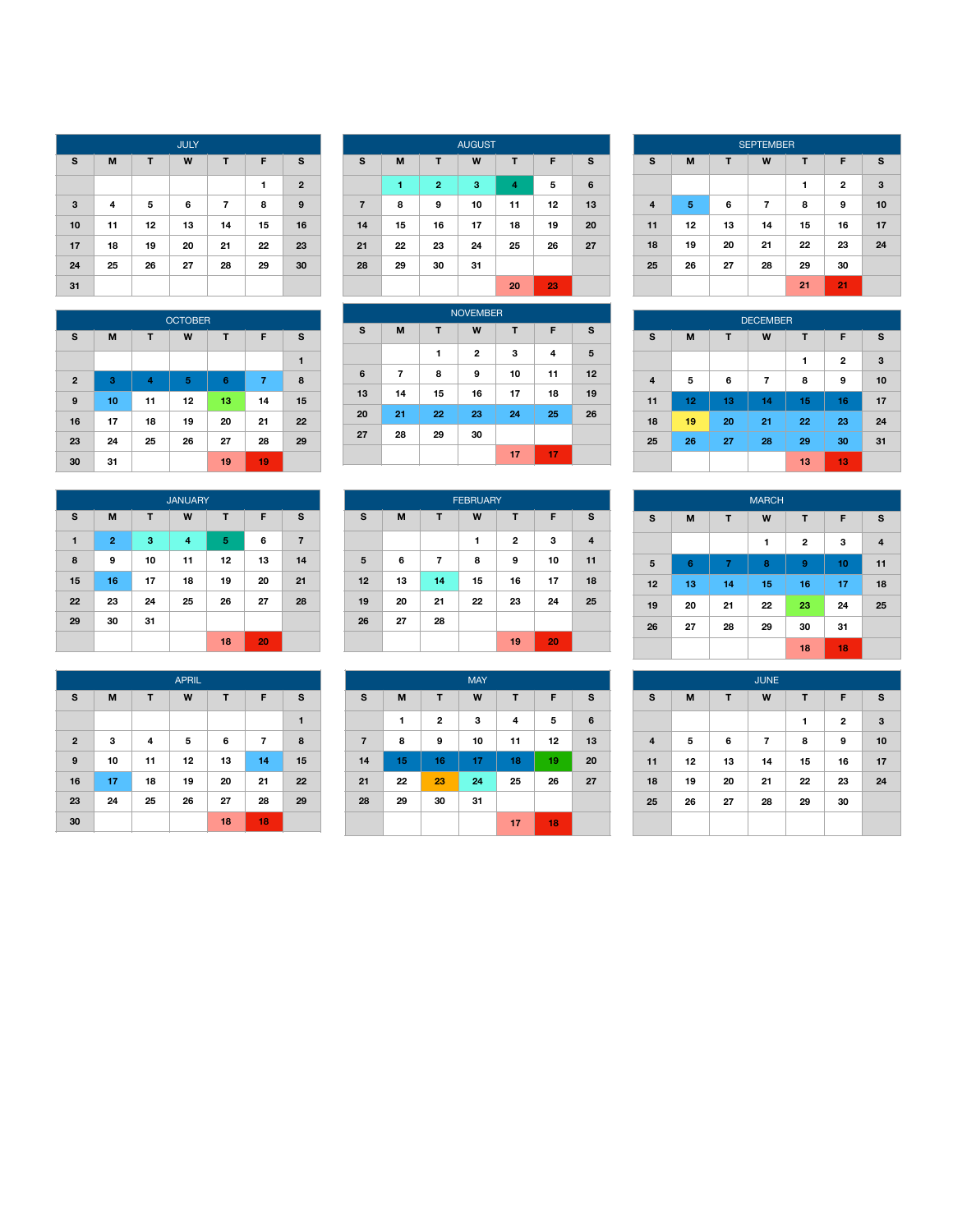| JULY | | | | | | |
|---|---|---|---|---|---|---|
| S | M | T | W | T | F | S |
| | | | | | 1 | 2 |
| 3 | 4 | 5 | 6 | 7 | 8 | 9 |
| 10 | 11 | 12 | 13 | 14 | 15 | 16 |
| 17 | 18 | 19 | 20 | 21 | 22 | 23 |
| 24 | 25 | 26 | 27 | 28 | 29 | 30 |
| 31 | | | | | | |

| AUGUST | | | | | | |
|---|---|---|---|---|---|---|
| S | M | T | W | T | F | S |
| | 1 | 2 | 3 | 4 | 5 | 6 |
| 7 | 8 | 9 | 10 | 11 | 12 | 13 |
| 14 | 15 | 16 | 17 | 18 | 19 | 20 |
| 21 | 22 | 23 | 24 | 25 | 26 | 27 |
| 28 | 29 | 30 | 31 | | | |
| | | | | 20 | 23 | |

| SEPTEMBER | | | | | | |
|---|---|---|---|---|---|---|
| S | M | T | W | T | F | S |
| | | | | 1 | 2 | 3 |
| 4 | 5 | 6 | 7 | 8 | 9 | 10 |
| 11 | 12 | 13 | 14 | 15 | 16 | 17 |
| 18 | 19 | 20 | 21 | 22 | 23 | 24 |
| 25 | 26 | 27 | 28 | 29 | 30 | |
| | | | | 21 | 21 | |

| OCTOBER | | | | | | |
|---|---|---|---|---|---|---|
| S | M | T | W | T | F | S |
| | | | | | | 1 |
| 2 | 3 | 4 | 5 | 6 | 7 | 8 |
| 9 | 10 | 11 | 12 | 13 | 14 | 15 |
| 16 | 17 | 18 | 19 | 20 | 21 | 22 |
| 23 | 24 | 25 | 26 | 27 | 28 | 29 |
| 30 | 31 | | | 19 | 19 | |

| NOVEMBER | | | | | | |
|---|---|---|---|---|---|---|
| S | M | T | W | T | F | S |
| | | 1 | 2 | 3 | 4 | 5 |
| 6 | 7 | 8 | 9 | 10 | 11 | 12 |
| 13 | 14 | 15 | 16 | 17 | 18 | 19 |
| 20 | 21 | 22 | 23 | 24 | 25 | 26 |
| 27 | 28 | 29 | 30 | | | |
| | | | | 17 | 17 | |

| DECEMBER | | | | | | |
|---|---|---|---|---|---|---|
| S | M | T | W | T | F | S |
| | | | | 1 | 2 | 3 |
| 4 | 5 | 6 | 7 | 8 | 9 | 10 |
| 11 | 12 | 13 | 14 | 15 | 16 | 17 |
| 18 | 19 | 20 | 21 | 22 | 23 | 24 |
| 25 | 26 | 27 | 28 | 29 | 30 | 31 |
| | | | | 13 | 13 | |

| JANUARY | | | | | | |
|---|---|---|---|---|---|---|
| S | M | T | W | T | F | S |
| 1 | 2 | 3 | 4 | 5 | 6 | 7 |
| 8 | 9 | 10 | 11 | 12 | 13 | 14 |
| 15 | 16 | 17 | 18 | 19 | 20 | 21 |
| 22 | 23 | 24 | 25 | 26 | 27 | 28 |
| 29 | 30 | 31 | | | | |
| | | | | 18 | 20 | |

| FEBRUARY | | | | | | |
|---|---|---|---|---|---|---|
| S | M | T | W | T | F | S |
| | | | 1 | 2 | 3 | 4 |
| 5 | 6 | 7 | 8 | 9 | 10 | 11 |
| 12 | 13 | 14 | 15 | 16 | 17 | 18 |
| 19 | 20 | 21 | 22 | 23 | 24 | 25 |
| 26 | 27 | 28 | | | | |
| | | | | 19 | 20 | |

| MARCH | | | | | | |
|---|---|---|---|---|---|---|
| S | M | T | W | T | F | S |
| | | | 1 | 2 | 3 | 4 |
| 5 | 6 | 7 | 8 | 9 | 10 | 11 |
| 12 | 13 | 14 | 15 | 16 | 17 | 18 |
| 19 | 20 | 21 | 22 | 23 | 24 | 25 |
| 26 | 27 | 28 | 29 | 30 | 31 | |
| | | | | 18 | 18 | |

| APRIL | | | | | | |
|---|---|---|---|---|---|---|
| S | M | T | W | T | F | S |
| | | | | | | 1 |
| 2 | 3 | 4 | 5 | 6 | 7 | 8 |
| 9 | 10 | 11 | 12 | 13 | 14 | 15 |
| 16 | 17 | 18 | 19 | 20 | 21 | 22 |
| 23 | 24 | 25 | 26 | 27 | 28 | 29 |
| 30 | | | | 18 | 18 | |

| MAY | | | | | | |
|---|---|---|---|---|---|---|
| S | M | T | W | T | F | S |
| | 1 | 2 | 3 | 4 | 5 | 6 |
| 7 | 8 | 9 | 10 | 11 | 12 | 13 |
| 14 | 15 | 16 | 17 | 18 | 19 | 20 |
| 21 | 22 | 23 | 24 | 25 | 26 | 27 |
| 28 | 29 | 30 | 31 | | | |
| | | | | 17 | 18 | |

| JUNE | | | | | | |
|---|---|---|---|---|---|---|
| S | M | T | W | T | F | S |
| | | | | 1 | 2 | 3 |
| 4 | 5 | 6 | 7 | 8 | 9 | 10 |
| 11 | 12 | 13 | 14 | 15 | 16 | 17 |
| 18 | 19 | 20 | 21 | 22 | 23 | 24 |
| 25 | 26 | 27 | 28 | 29 | 30 | |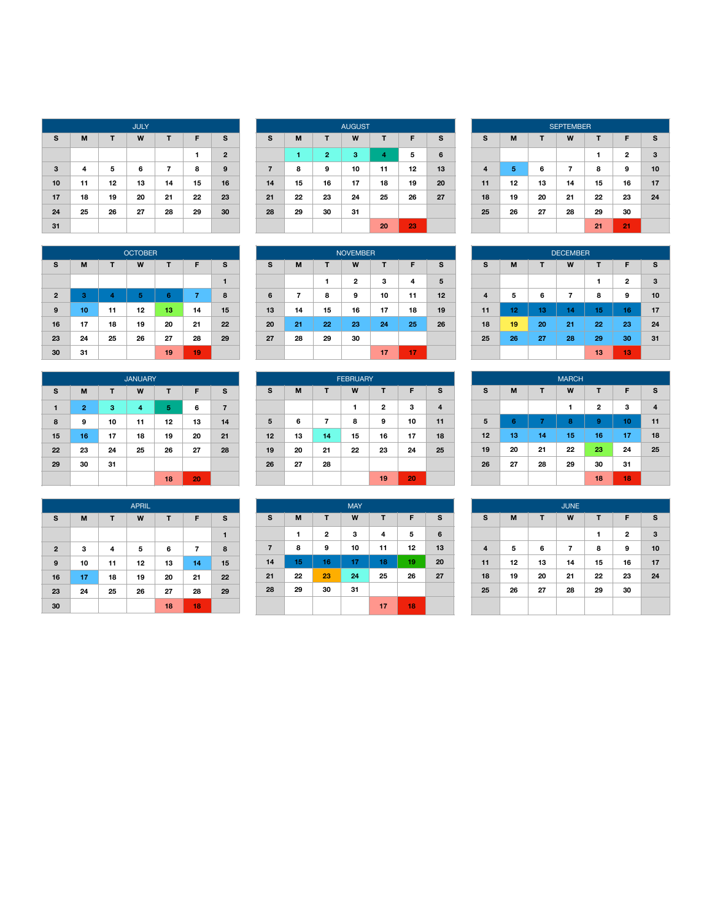## JULY

| S | M | T | W | T | F | S |
|---|---|---|---|---|---|---|
| | | | | | 1 | 2 |
| 3 | 4 | 5 | 6 | 7 | 8 | 9 |
| 10 | 11 | 12 | 13 | 14 | 15 | 16 |
| 17 | 18 | 19 | 20 | 21 | 22 | 23 |
| 24 | 25 | 26 | 27 | 28 | 29 | 30 |
| 31 | | | | | | |

## AUGUST

| S | M | T | W | T | F | S |
|---|---|---|---|---|---|---|
| | 1 | 2 | 3 | 4 | 5 | 6 |
| 7 | 8 | 9 | 10 | 11 | 12 | 13 |
| 14 | 15 | 16 | 17 | 18 | 19 | 20 |
| 21 | 22 | 23 | 24 | 25 | 26 | 27 |
| 28 | 29 | 30 | 31 | | | |
| | | | | 20 | 23 | |

## SEPTEMBER

| S | M | T | W | T | F | S |
|---|---|---|---|---|---|---|
| | | | | 1 | 2 | 3 |
| 4 | 5 | 6 | 7 | 8 | 9 | 10 |
| 11 | 12 | 13 | 14 | 15 | 16 | 17 |
| 18 | 19 | 20 | 21 | 22 | 23 | 24 |
| 25 | 26 | 27 | 28 | 29 | 30 | |
| | | | | 21 | 21 | |

## OCTOBER

| S | M | T | W | T | F | S |
|---|---|---|---|---|---|---|
| | | | | | | 1 |
| 2 | 3 | 4 | 5 | 6 | 7 | 8 |
| 9 | 10 | 11 | 12 | 13 | 14 | 15 |
| 16 | 17 | 18 | 19 | 20 | 21 | 22 |
| 23 | 24 | 25 | 26 | 27 | 28 | 29 |
| 30 | 31 | | | 19 | 19 | |

## NOVEMBER

| S | M | T | W | T | F | S |
|---|---|---|---|---|---|---|
| | | 1 | 2 | 3 | 4 | 5 |
| 6 | 7 | 8 | 9 | 10 | 11 | 12 |
| 13 | 14 | 15 | 16 | 17 | 18 | 19 |
| 20 | 21 | 22 | 23 | 24 | 25 | 26 |
| 27 | 28 | 29 | 30 | | | |
| | | | | 17 | 17 | |

## DECEMBER

| S | M | T | W | T | F | S |
|---|---|---|---|---|---|---|
| | | | | 1 | 2 | 3 |
| 4 | 5 | 6 | 7 | 8 | 9 | 10 |
| 11 | 12 | 13 | 14 | 15 | 16 | 17 |
| 18 | 19 | 20 | 21 | 22 | 23 | 24 |
| 25 | 26 | 27 | 28 | 29 | 30 | 31 |
| | | | | 13 | 13 | |

## JANUARY

| S | M | T | W | T | F | S |
|---|---|---|---|---|---|---|
| 1 | 2 | 3 | 4 | 5 | 6 | 7 |
| 8 | 9 | 10 | 11 | 12 | 13 | 14 |
| 15 | 16 | 17 | 18 | 19 | 20 | 21 |
| 22 | 23 | 24 | 25 | 26 | 27 | 28 |
| 29 | 30 | 31 | | | | |
| | | | | 18 | 20 | |

## FEBRUARY

| S | M | T | W | T | F | S |
|---|---|---|---|---|---|---|
| | | | 1 | 2 | 3 | 4 |
| 5 | 6 | 7 | 8 | 9 | 10 | 11 |
| 12 | 13 | 14 | 15 | 16 | 17 | 18 |
| 19 | 20 | 21 | 22 | 23 | 24 | 25 |
| 26 | 27 | 28 | | | | |
| | | | | 19 | 20 | |

## MARCH

| S | M | T | W | T | F | S |
|---|---|---|---|---|---|---|
| | | | 1 | 2 | 3 | 4 |
| 5 | 6 | 7 | 8 | 9 | 10 | 11 |
| 12 | 13 | 14 | 15 | 16 | 17 | 18 |
| 19 | 20 | 21 | 22 | 23 | 24 | 25 |
| 26 | 27 | 28 | 29 | 30 | 31 | |
| | | | | 18 | 18 | |

## APRIL

| S | M | T | W | T | F | S |
|---|---|---|---|---|---|---|
| | | | | | | 1 |
| 2 | 3 | 4 | 5 | 6 | 7 | 8 |
| 9 | 10 | 11 | 12 | 13 | 14 | 15 |
| 16 | 17 | 18 | 19 | 20 | 21 | 22 |
| 23 | 24 | 25 | 26 | 27 | 28 | 29 |
| 30 | | | | 18 | 18 | |

## MAY

| S | M | T | W | T | F | S |
|---|---|---|---|---|---|---|
| | 1 | 2 | 3 | 4 | 5 | 6 |
| 7 | 8 | 9 | 10 | 11 | 12 | 13 |
| 14 | 15 | 16 | 17 | 18 | 19 | 20 |
| 21 | 22 | 23 | 24 | 25 | 26 | 27 |
| 28 | 29 | 30 | 31 | | | |
| | | | | 17 | 18 | |

## JUNE

| S | M | T | W | T | F | S |
|---|---|---|---|---|---|---|
| | | | | 1 | 2 | 3 |
| 4 | 5 | 6 | 7 | 8 | 9 | 10 |
| 11 | 12 | 13 | 14 | 15 | 16 | 17 |
| 18 | 19 | 20 | 21 | 22 | 23 | 24 |
| 25 | 26 | 27 | 28 | 29 | 30 | |